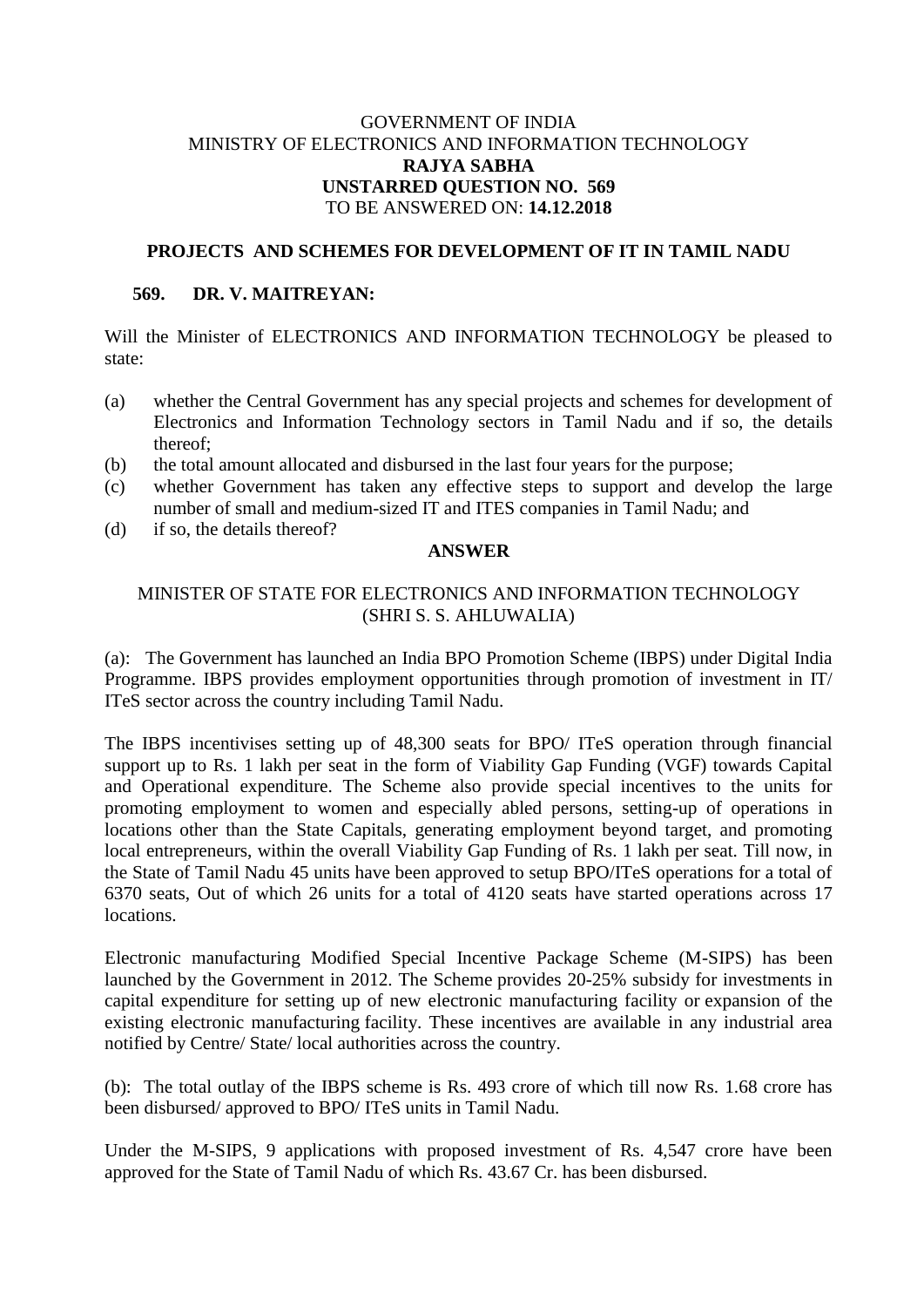GOVERNMENT OF INDIA
MINISTRY OF ELECTRONICS AND INFORMATION TECHNOLOGY
**RAJYA SABHA**
**UNSTARRED QUESTION NO. 569**
TO BE ANSWERED ON: **14.12.2018**

**PROJECTS AND SCHEMES FOR DEVELOPMENT OF IT IN TAMIL NADU**

**569. DR. V. MAITREYAN:**

Will the Minister of ELECTRONICS AND INFORMATION TECHNOLOGY be pleased to state:

(a) whether the Central Government has any special projects and schemes for development of Electronics and Information Technology sectors in Tamil Nadu and if so, the details thereof;
(b) the total amount allocated and disbursed in the last four years for the purpose;
(c) whether Government has taken any effective steps to support and develop the large number of small and medium-sized IT and ITES companies in Tamil Nadu; and
(d) if so, the details thereof?

**ANSWER**

MINISTER OF STATE FOR ELECTRONICS AND INFORMATION TECHNOLOGY
(SHRI S. S. AHLUWALIA)

(a): The Government has launched an India BPO Promotion Scheme (IBPS) under Digital India Programme. IBPS provides employment opportunities through promotion of investment in IT/ ITeS sector across the country including Tamil Nadu.

The IBPS incentivises setting up of 48,300 seats for BPO/ ITeS operation through financial support up to Rs. 1 lakh per seat in the form of Viability Gap Funding (VGF) towards Capital and Operational expenditure. The Scheme also provide special incentives to the units for promoting employment to women and especially abled persons, setting-up of operations in locations other than the State Capitals, generating employment beyond target, and promoting local entrepreneurs, within the overall Viability Gap Funding of Rs. 1 lakh per seat. Till now, in the State of Tamil Nadu 45 units have been approved to setup BPO/ITeS operations for a total of 6370 seats, Out of which 26 units for a total of 4120 seats have started operations across 17 locations.

Electronic manufacturing Modified Special Incentive Package Scheme (M-SIPS) has been launched by the Government in 2012. The Scheme provides 20-25% subsidy for investments in capital expenditure for setting up of new electronic manufacturing facility or expansion of the existing electronic manufacturing facility. These incentives are available in any industrial area notified by Centre/ State/ local authorities across the country.

(b): The total outlay of the IBPS scheme is Rs. 493 crore of which till now Rs. 1.68 crore has been disbursed/ approved to BPO/ ITeS units in Tamil Nadu.

Under the M-SIPS, 9 applications with proposed investment of Rs. 4,547 crore have been approved for the State of Tamil Nadu of which Rs. 43.67 Cr. has been disbursed.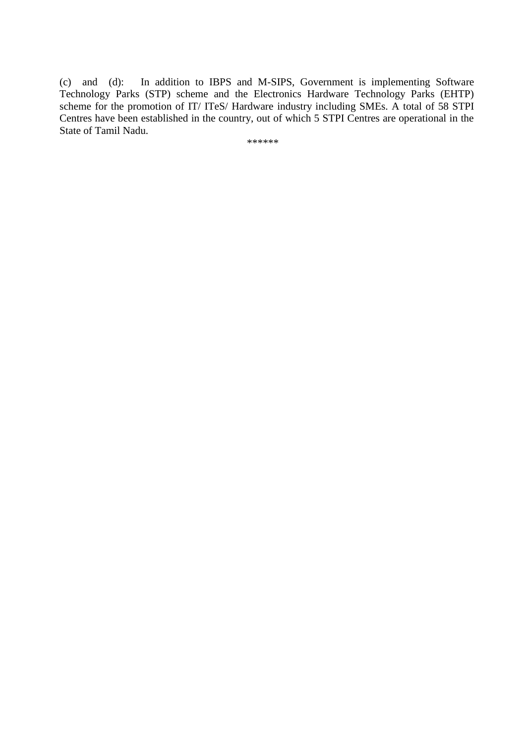(c) and (d): In addition to IBPS and M-SIPS, Government is implementing Software Technology Parks (STP) scheme and the Electronics Hardware Technology Parks (EHTP) scheme for the promotion of IT/ ITeS/ Hardware industry including SMEs. A total of 58 STPI Centres have been established in the country, out of which 5 STPI Centres are operational in the State of Tamil Nadu.

******